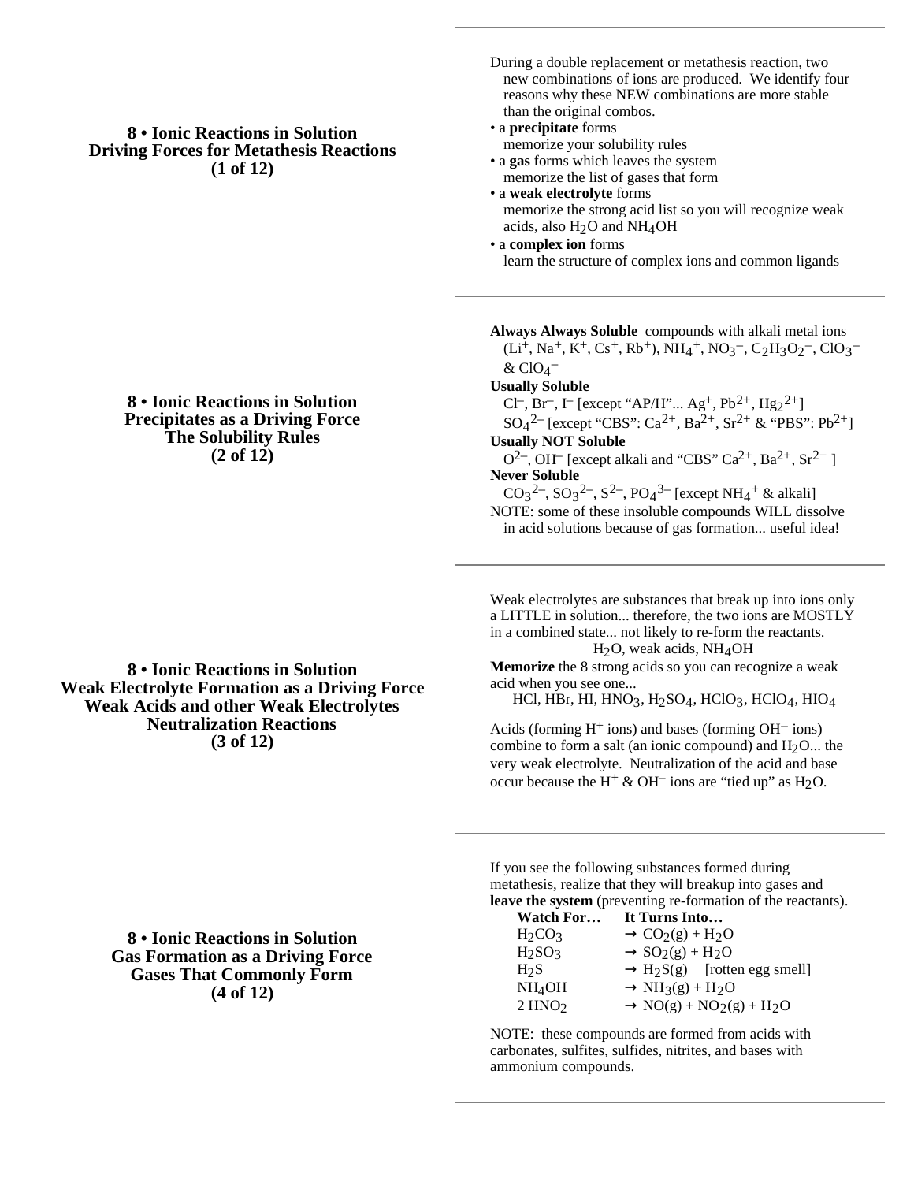## 8 • Ionic Reactions in Solution
## Driving Forces for Metathesis Reactions
## (1 of 12)

During a double replacement or metathesis reaction, two new combinations of ions are produced. We identify four reasons why these NEW combinations are more stable than the original combos.

- a **precipitate** forms
  memorize your solubility rules
- a **gas** forms which leaves the system
  memorize the list of gases that form
- a **weak electrolyte** forms
  memorize the strong acid list so you will recognize weak acids, also $H_2O$ and $NH_4OH$
- a **complex ion** forms
  learn the structure of complex ions and common ligands

---

## 8 • Ionic Reactions in Solution
## Precipitates as a Driving Force
## The Solubility Rules
## (2 of 12)

**Always Always Soluble** compounds with alkali metal ions ($Li^+$, $Na^+$, $K^+$, $Cs^+$, $Rb^+$), $NH_4^+$, $NO_3^-$, $C_2H_3O_2^-$, $ClO_3^-$ & $ClO_4^-$

**Usually Soluble**
$Cl^-$, $Br^-$, $I^-$ [except "AP/H"... $Ag^+$, $Pb^{2+}$, $Hg_2^{2+}$]
$SO_4^{2-}$ [except "CBS": $Ca^{2+}$, $Ba^{2+}$, $Sr^{2+}$ & "PBS": $Pb^{2+}$]

**Usually NOT Soluble**
$O^{2-}$, $OH^-$ [except alkali and "CBS" $Ca^{2+}$, $Ba^{2+}$, $Sr^{2+}$ ]

**Never Soluble**
$CO_3^{2-}$, $SO_3^{2-}$, $S^{2-}$, $PO_4^{3-}$ [except $NH_4^+$ & alkali]

NOTE: some of these insoluble compounds WILL dissolve in acid solutions because of gas formation... useful idea!

---

## 8 • Ionic Reactions in Solution
## Weak Electrolyte Formation as a Driving Force
## Weak Acids and other Weak Electrolytes
## Neutralization Reactions
## (3 of 12)

Weak electrolytes are substances that break up into ions only a LITTLE in solution... therefore, the two ions are MOSTLY in a combined state... not likely to re-form the reactants.

$H_2O$, weak acids, $NH_4OH$

**Memorize** the 8 strong acids so you can recognize a weak acid when you see one...

HCl, HBr, HI, $HNO_3$, $H_2SO_4$, $HClO_3$, $HClO_4$, $HIO_4$

Acids (forming $H^+$ ions) and bases (forming $OH^-$ ions) combine to form a salt (an ionic compound) and $H_2O$... the very weak electrolyte. Neutralization of the acid and base occur because the $H^+$ & $OH^-$ ions are "tied up" as $H_2O$.

---

## 8 • Ionic Reactions in Solution
## Gas Formation as a Driving Force
## Gases That Commonly Form
## (4 of 12)

If you see the following substances formed during metathesis, realize that they will breakup into gases and **leave the system** (preventing re-formation of the reactants).

| Watch For… | It Turns Into… |
| --- | --- |
| $H_2CO_3$ | $\rightarrow CO_2(g) + H_2O$ |
| $H_2SO_3$ | $\rightarrow SO_2(g) + H_2O$ |
| $H_2S$ | $\rightarrow H_2S(g)$ [rotten egg smell] |
| $NH_4OH$ | $\rightarrow NH_3(g) + H_2O$ |
| $2\ HNO_2$ | $\rightarrow NO(g) + NO_2(g) + H_2O$ |

NOTE: these compounds are formed from acids with carbonates, sulfites, sulfides, nitrites, and bases with ammonium compounds.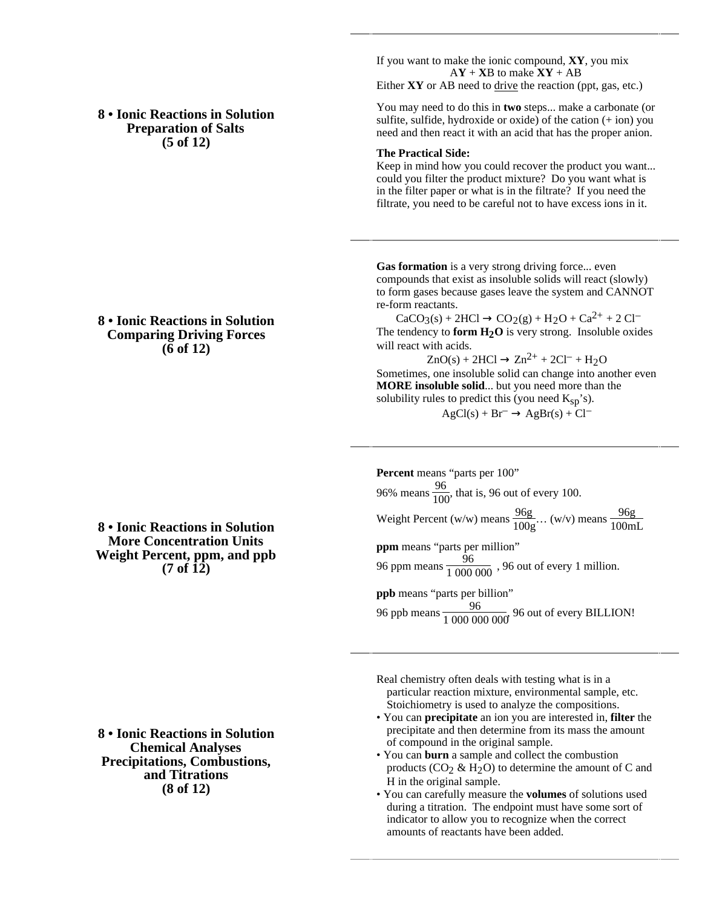## 8 • Ionic Reactions in Solution
## Preparation of Salts
## (5 of 12)

If you want to make the ionic compound, **XY**, you mix

A**Y** + **X**B to make **XY** + AB

Either **XY** or AB need to <u>drive</u> the reaction (ppt, gas, etc.)

You may need to do this in **two** steps... make a carbonate (or sulfite, sulfide, hydroxide or oxide) of the cation (+ ion) you need and then react it with an acid that has the proper anion.

**The Practical Side:**
Keep in mind how you could recover the product you want... could you filter the product mixture? Do you want what is in the filter paper or what is in the filtrate? If you need the filtrate, you need to be careful not to have excess ions in it.

## 8 • Ionic Reactions in Solution
## Comparing Driving Forces
## (6 of 12)

**Gas formation** is a very strong driving force... even compounds that exist as insoluble solids will react (slowly) to form gases because gases leave the system and CANNOT re-form reactants.

$$CaCO_3(s) + 2HCl \rightarrow CO_2(g) + H_2O + Ca^{2+} + 2\ Cl^-$$

The tendency to **form $H_2O$** is very strong. Insoluble oxides will react with acids.

$$ZnO(s) + 2HCl \rightarrow Zn^{2+} + 2Cl^- + H_2O$$

Sometimes, one insoluble solid can change into another even **MORE insoluble solid**... but you need more than the solubility rules to predict this (you need $K_{sp}$'s).

$$AgCl(s) + Br^- \rightarrow AgBr(s) + Cl^-$$

## 8 • Ionic Reactions in Solution
## More Concentration Units
## Weight Percent, ppm, and ppb
## (7 of 12)

**Percent** means "parts per 100"

96% means $\frac{96}{100}$, that is, 96 out of every 100.

Weight Percent (w/w) means $\frac{96g}{100g}$… (w/v) means $\frac{96g}{100mL}$

**ppm** means "parts per million"

96 ppm means $\frac{96}{1\ 000\ 000}$ , 96 out of every 1 million.

**ppb** means "parts per billion"

96 ppb means $\frac{96}{1\ 000\ 000\ 000}$, 96 out of every BILLION!

## 8 • Ionic Reactions in Solution
## Chemical Analyses
## Precipitations, Combustions, and Titrations
## (8 of 12)

Real chemistry often deals with testing what is in a particular reaction mixture, environmental sample, etc. Stoichiometry is used to analyze the compositions.

- You can **precipitate** an ion you are interested in, **filter** the precipitate and then determine from its mass the amount of compound in the original sample.
- You can **burn** a sample and collect the combustion products ($CO_2$ & $H_2O$) to determine the amount of C and H in the original sample.
- You can carefully measure the **volumes** of solutions used during a titration. The endpoint must have some sort of indicator to allow you to recognize when the correct amounts of reactants have been added.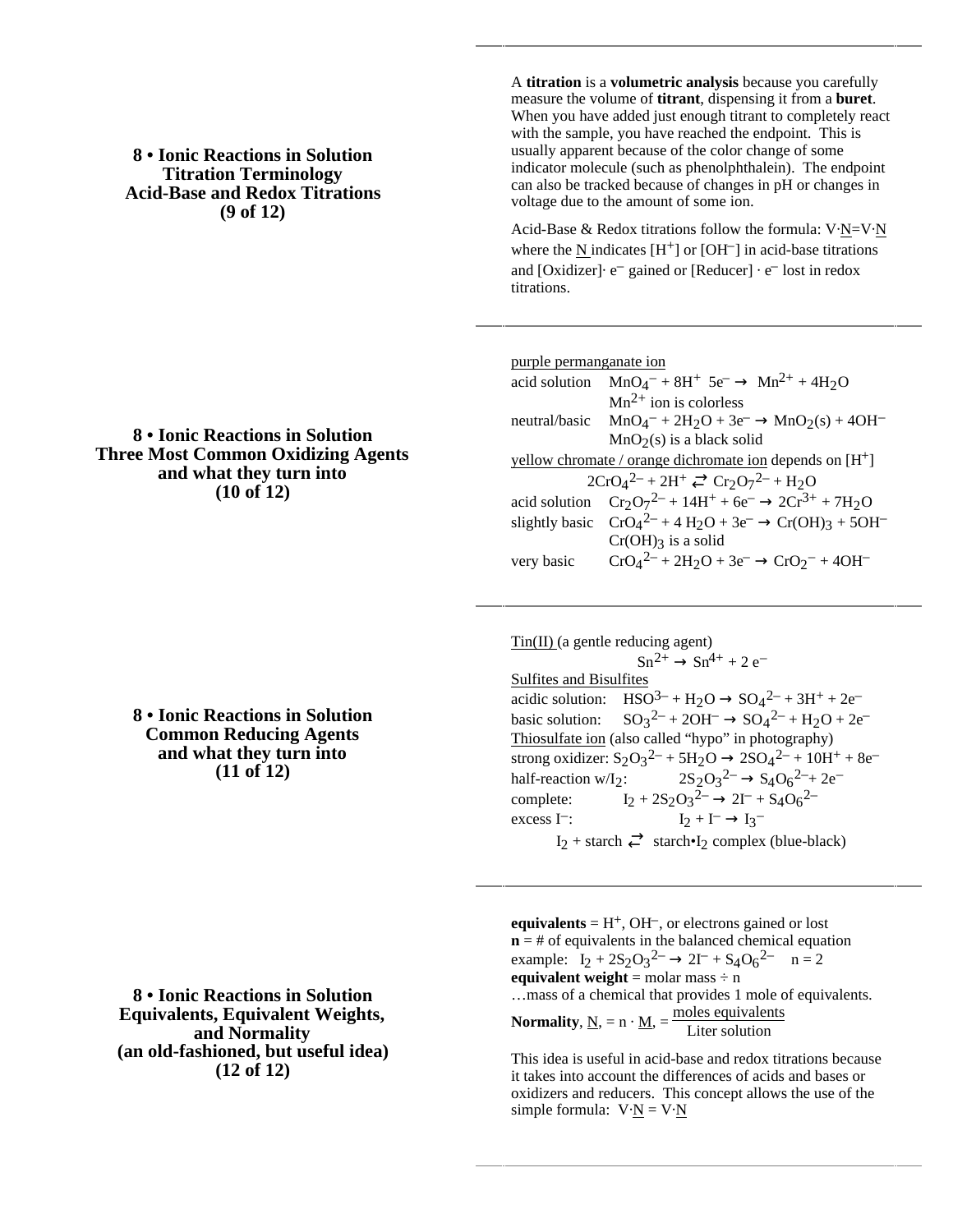## 8 • Ionic Reactions in Solution
## Titration Terminology
## Acid-Base and Redox Titrations
## (9 of 12)

A **titration** is a **volumetric analysis** because you carefully measure the volume of **titrant**, dispensing it from a **buret**. When you have added just enough titrant to completely react with the sample, you have reached the endpoint. This is usually apparent because of the color change of some indicator molecule (such as phenolphthalein). The endpoint can also be tracked because of changes in pH or changes in voltage due to the amount of some ion.

Acid-Base & Redox titrations follow the formula: $V \cdot \underline{N} = V \cdot \underline{N}$ where the $\underline{N}$ indicates $[H^+]$ or $[OH^-]$ in acid-base titrations and $[\text{Oxidizer}] \cdot e^-$ gained or $[\text{Reducer}] \cdot e^-$ lost in redox titrations.

## 8 • Ionic Reactions in Solution
## Three Most Common Oxidizing Agents and what they turn into
## (10 of 12)

purple permanganate ion

acid solution $MnO_4^- + 8H^+ \ 5e^- \rightarrow Mn^{2+} + 4H_2O$
$Mn^{2+}$ ion is colorless

neutral/basic $MnO_4^- + 2H_2O + 3e^- \rightarrow MnO_2(s) + 4OH^-$
$MnO_2(s)$ is a black solid

yellow chromate / orange dichromate ion depends on $[H^+]$

$$2CrO_4^{2-} + 2H^+ \rightleftarrows Cr_2O_7^{2-} + H_2O$$

acid solution $Cr_2O_7^{2-} + 14H^+ + 6e^- \rightarrow 2Cr^{3+} + 7H_2O$

slightly basic $CrO_4^{2-} + 4\,H_2O + 3e^- \rightarrow Cr(OH)_3 + 5OH^-$
$Cr(OH)_3$ is a solid

very basic $CrO_4^{2-} + 2H_2O + 3e^- \rightarrow CrO_2^- + 4OH^-$

## 8 • Ionic Reactions in Solution
## Common Reducing Agents and what they turn into
## (11 of 12)

Tin(II) (a gentle reducing agent)

$$Sn^{2+} \rightarrow Sn^{4+} + 2\,e^-$$

Sulfites and Bisulfites

acidic solution: $HSO^{3-} + H_2O \rightarrow SO_4^{2-} + 3H^+ + 2e^-$

basic solution: $SO_3^{2-} + 2OH^- \rightarrow SO_4^{2-} + H_2O + 2e^-$

Thiosulfate ion (also called "hypo" in photography)

strong oxidizer: $S_2O_3^{2-} + 5H_2O \rightarrow 2SO_4^{2-} + 10H^+ + 8e^-$

half-reaction w/$I_2$: $2S_2O_3^{2-} \rightarrow S_4O_6^{2-} + 2e^-$

complete: $I_2 + 2S_2O_3^{2-} \rightarrow 2I^- + S_4O_6^{2-}$

excess $I^-$: $I_2 + I^- \rightarrow I_3^-$

$$I_2 + \text{starch} \rightleftarrows \text{starch} \bullet I_2 \text{ complex (blue-black)}$$

## 8 • Ionic Reactions in Solution
## Equivalents, Equivalent Weights, and Normality
## (an old-fashioned, but useful idea)
## (12 of 12)

**equivalents** = $H^+$, $OH^-$, or electrons gained or lost
**n** = # of equivalents in the balanced chemical equation
example: $I_2 + 2S_2O_3^{2-} \rightarrow 2I^- + S_4O_6^{2-}$ $n = 2$
**equivalent weight** = molar mass ÷ n
…mass of a chemical that provides 1 mole of equivalents.

**Normality**, $\underline{N}$, $= n \cdot \underline{M}$, $= \dfrac{\text{moles equivalents}}{\text{Liter solution}}$

This idea is useful in acid-base and redox titrations because it takes into account the differences of acids and bases or oxidizers and reducers. This concept allows the use of the simple formula: $V \cdot \underline{N} = V \cdot \underline{N}$